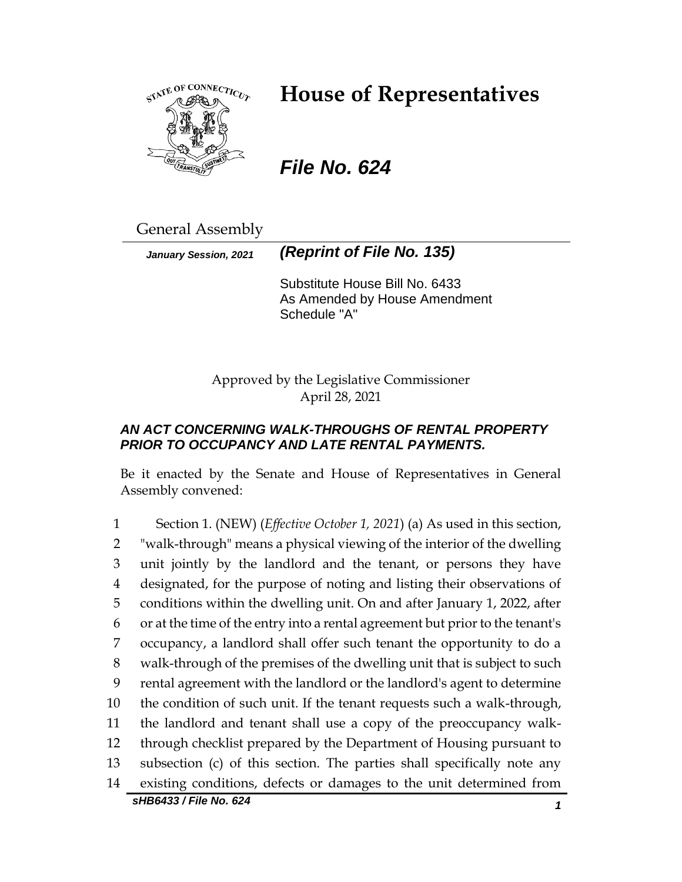# House of Representatives

## *File No. 624*

General Assembly

***January Session, 2021*** ***(Reprint of File No. 135)***

Substitute House Bill No. 6433
As Amended by House Amendment Schedule "A"

Approved by the Legislative Commissioner
April 28, 2021

### *AN ACT CONCERNING WALK-THROUGHS OF RENTAL PROPERTY PRIOR TO OCCUPANCY AND LATE RENTAL PAYMENTS.*

Be it enacted by the Senate and House of Representatives in General Assembly convened:

1 Section 1. (NEW) (*Effective October 1, 2021*) (a) As used in this section,
2 "walk-through" means a physical viewing of the interior of the dwelling
3 unit jointly by the landlord and the tenant, or persons they have
4 designated, for the purpose of noting and listing their observations of
5 conditions within the dwelling unit. On and after January 1, 2022, after
6 or at the time of the entry into a rental agreement but prior to the tenant's
7 occupancy, a landlord shall offer such tenant the opportunity to do a
8 walk-through of the premises of the dwelling unit that is subject to such
9 rental agreement with the landlord or the landlord's agent to determine
10 the condition of such unit. If the tenant requests such a walk-through,
11 the landlord and tenant shall use a copy of the preoccupancy walk-
12 through checklist prepared by the Department of Housing pursuant to
13 subsection (c) of this section. The parties shall specifically note any
14 existing conditions, defects or damages to the unit determined from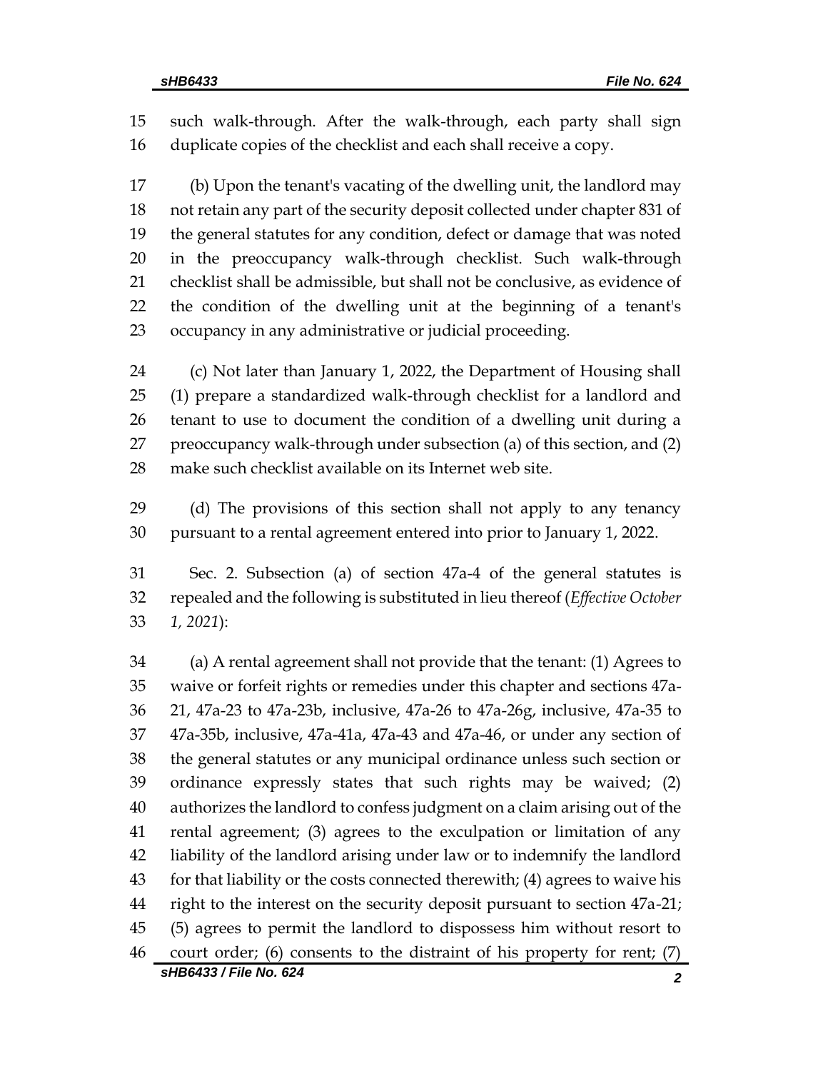such walk-through. After the walk-through, each party shall sign duplicate copies of the checklist and each shall receive a copy.

(b) Upon the tenant's vacating of the dwelling unit, the landlord may not retain any part of the security deposit collected under chapter 831 of the general statutes for any condition, defect or damage that was noted in the preoccupancy walk-through checklist. Such walk-through checklist shall be admissible, but shall not be conclusive, as evidence of the condition of the dwelling unit at the beginning of a tenant's occupancy in any administrative or judicial proceeding.

(c) Not later than January 1, 2022, the Department of Housing shall (1) prepare a standardized walk-through checklist for a landlord and tenant to use to document the condition of a dwelling unit during a preoccupancy walk-through under subsection (a) of this section, and (2) make such checklist available on its Internet web site.

(d) The provisions of this section shall not apply to any tenancy pursuant to a rental agreement entered into prior to January 1, 2022.

Sec. 2. Subsection (a) of section 47a-4 of the general statutes is repealed and the following is substituted in lieu thereof (*Effective October 1, 2021*):

(a) A rental agreement shall not provide that the tenant: (1) Agrees to waive or forfeit rights or remedies under this chapter and sections 47a-21, 47a-23 to 47a-23b, inclusive, 47a-26 to 47a-26g, inclusive, 47a-35 to 47a-35b, inclusive, 47a-41a, 47a-43 and 47a-46, or under any section of the general statutes or any municipal ordinance unless such section or ordinance expressly states that such rights may be waived; (2) authorizes the landlord to confess judgment on a claim arising out of the rental agreement; (3) agrees to the exculpation or limitation of any liability of the landlord arising under law or to indemnify the landlord for that liability or the costs connected therewith; (4) agrees to waive his right to the interest on the security deposit pursuant to section 47a-21; (5) agrees to permit the landlord to dispossess him without resort to court order; (6) consents to the distraint of his property for rent; (7)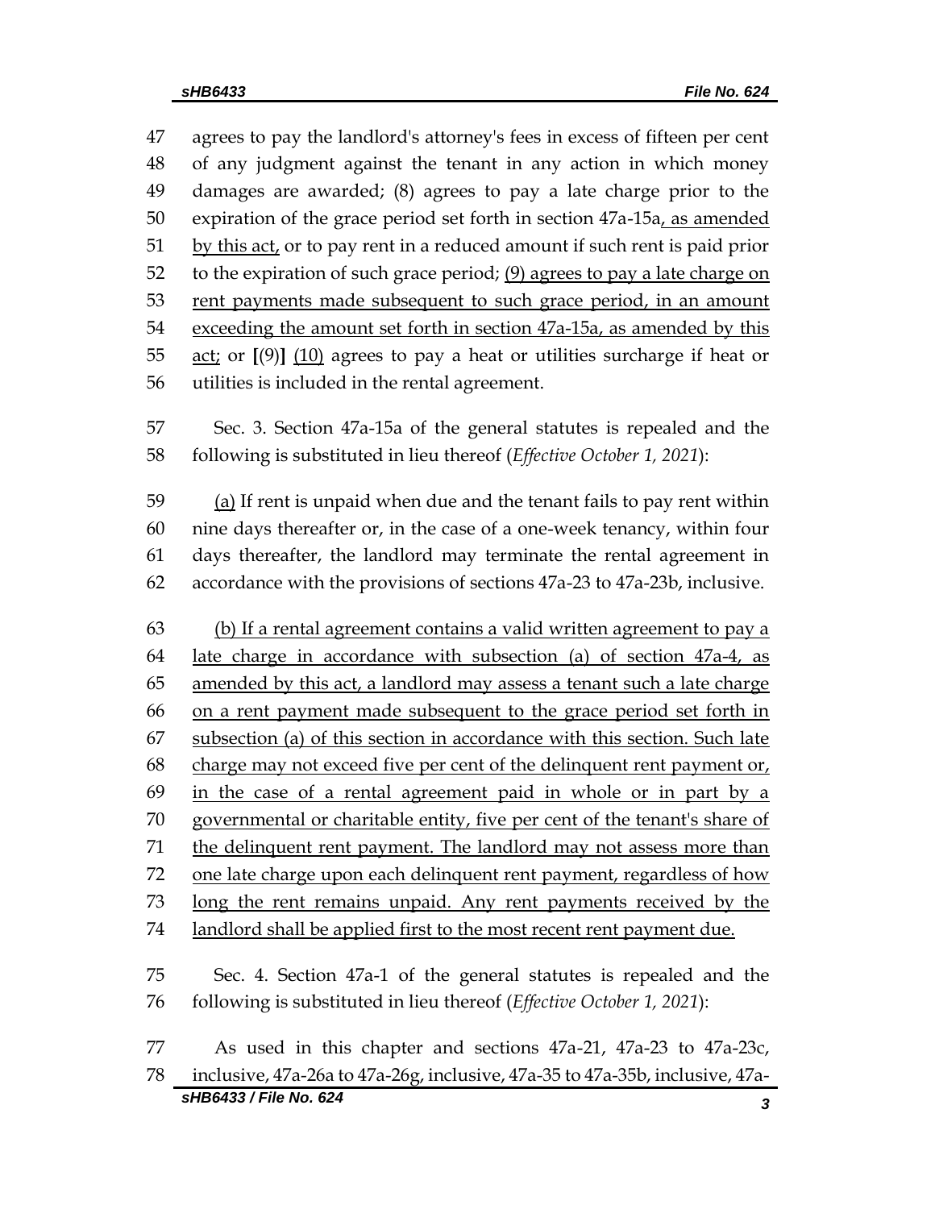47 agrees to pay the landlord's attorney's fees in excess of fifteen per cent
48 of any judgment against the tenant in any action in which money
49 damages are awarded; (8) agrees to pay a late charge prior to the
50 expiration of the grace period set forth in section 47a-15a<u>, as amended</u>
51 <u>by this act,</u> or to pay rent in a reduced amount if such rent is paid prior
52 to the expiration of such grace period; <u>(9) agrees to pay a late charge on</u>
53 <u>rent payments made subsequent to such grace period, in an amount</u>
54 <u>exceeding the amount set forth in section 47a-15a, as amended by this</u>
55 <u>act;</u> or **[**(9)**]** <u>(10)</u> agrees to pay a heat or utilities surcharge if heat or
56 utilities is included in the rental agreement.

57 Sec. 3. Section 47a-15a of the general statutes is repealed and the
58 following is substituted in lieu thereof (*Effective October 1, 2021*):

59 <u>(a)</u> If rent is unpaid when due and the tenant fails to pay rent within
60 nine days thereafter or, in the case of a one-week tenancy, within four
61 days thereafter, the landlord may terminate the rental agreement in
62 accordance with the provisions of sections 47a-23 to 47a-23b, inclusive.

63 <u>(b) If a rental agreement contains a valid written agreement to pay a</u>
64 <u>late charge in accordance with subsection (a) of section 47a-4, as</u>
65 <u>amended by this act, a landlord may assess a tenant such a late charge</u>
66 <u>on a rent payment made subsequent to the grace period set forth in</u>
67 <u>subsection (a) of this section in accordance with this section. Such late</u>
68 <u>charge may not exceed five per cent of the delinquent rent payment or,</u>
69 <u>in the case of a rental agreement paid in whole or in part by a</u>
70 <u>governmental or charitable entity, five per cent of the tenant's share of</u>
71 <u>the delinquent rent payment. The landlord may not assess more than</u>
72 <u>one late charge upon each delinquent rent payment, regardless of how</u>
73 <u>long the rent remains unpaid. Any rent payments received by the</u>
74 <u>landlord shall be applied first to the most recent rent payment due.</u>

75 Sec. 4. Section 47a-1 of the general statutes is repealed and the
76 following is substituted in lieu thereof (*Effective October 1, 2021*):

77 As used in this chapter and sections 47a-21, 47a-23 to 47a-23c,
78 inclusive, 47a-26a to 47a-26g, inclusive, 47a-35 to 47a-35b, inclusive, 47a-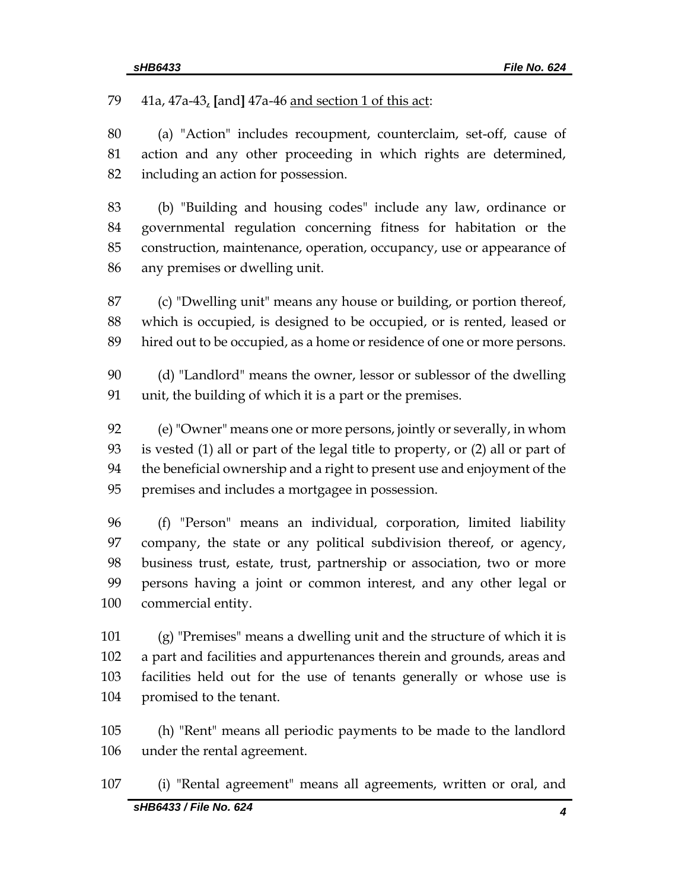79 41a, 47a-43, [and] 47a-46 <u>and section 1 of this act</u>:

80 (a) "Action" includes recoupment, counterclaim, set-off, cause of
81 action and any other proceeding in which rights are determined,
82 including an action for possession.

83 (b) "Building and housing codes" include any law, ordinance or
84 governmental regulation concerning fitness for habitation or the
85 construction, maintenance, operation, occupancy, use or appearance of
86 any premises or dwelling unit.

87 (c) "Dwelling unit" means any house or building, or portion thereof,
88 which is occupied, is designed to be occupied, or is rented, leased or
89 hired out to be occupied, as a home or residence of one or more persons.

90 (d) "Landlord" means the owner, lessor or sublessor of the dwelling
91 unit, the building of which it is a part or the premises.

92 (e) "Owner" means one or more persons, jointly or severally, in whom
93 is vested (1) all or part of the legal title to property, or (2) all or part of
94 the beneficial ownership and a right to present use and enjoyment of the
95 premises and includes a mortgagee in possession.

96 (f) "Person" means an individual, corporation, limited liability
97 company, the state or any political subdivision thereof, or agency,
98 business trust, estate, trust, partnership or association, two or more
99 persons having a joint or common interest, and any other legal or
100 commercial entity.

101 (g) "Premises" means a dwelling unit and the structure of which it is
102 a part and facilities and appurtenances therein and grounds, areas and
103 facilities held out for the use of tenants generally or whose use is
104 promised to the tenant.

105 (h) "Rent" means all periodic payments to be made to the landlord
106 under the rental agreement.

107 (i) "Rental agreement" means all agreements, written or oral, and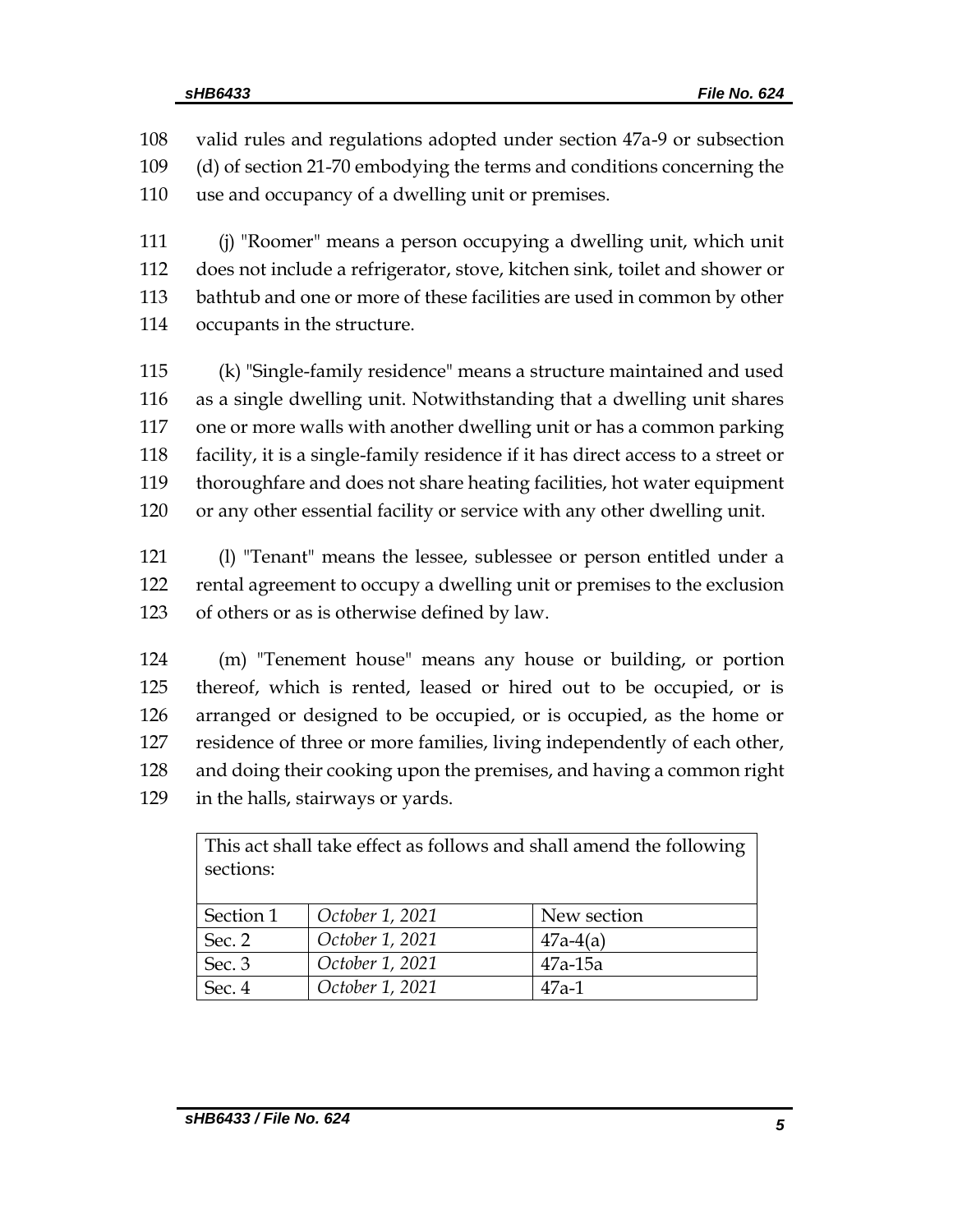108 valid rules and regulations adopted under section 47a-9 or subsection
109 (d) of section 21-70 embodying the terms and conditions concerning the
110 use and occupancy of a dwelling unit or premises.

111 (j) "Roomer" means a person occupying a dwelling unit, which unit
112 does not include a refrigerator, stove, kitchen sink, toilet and shower or
113 bathtub and one or more of these facilities are used in common by other
114 occupants in the structure.

115 (k) "Single-family residence" means a structure maintained and used
116 as a single dwelling unit. Notwithstanding that a dwelling unit shares
117 one or more walls with another dwelling unit or has a common parking
118 facility, it is a single-family residence if it has direct access to a street or
119 thoroughfare and does not share heating facilities, hot water equipment
120 or any other essential facility or service with any other dwelling unit.

121 (l) "Tenant" means the lessee, sublessee or person entitled under a
122 rental agreement to occupy a dwelling unit or premises to the exclusion
123 of others or as is otherwise defined by law.

124 (m) "Tenement house" means any house or building, or portion
125 thereof, which is rented, leased or hired out to be occupied, or is
126 arranged or designed to be occupied, or is occupied, as the home or
127 residence of three or more families, living independently of each other,
128 and doing their cooking upon the premises, and having a common right
129 in the halls, stairways or yards.

| This act shall take effect as follows and shall amend the following sections: | | |
|---|---|---|
| Section 1 | *October 1, 2021* | New section |
| Sec. 2 | *October 1, 2021* | 47a-4(a) |
| Sec. 3 | *October 1, 2021* | 47a-15a |
| Sec. 4 | *October 1, 2021* | 47a-1 |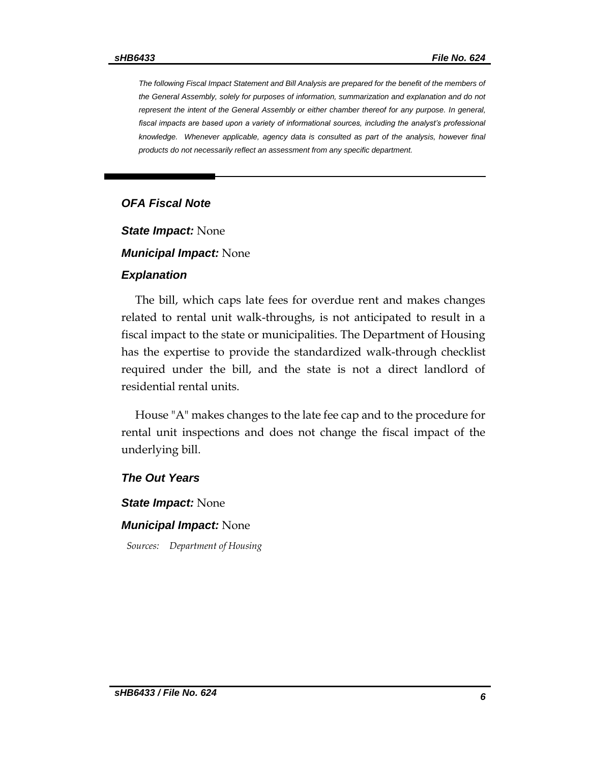*The following Fiscal Impact Statement and Bill Analysis are prepared for the benefit of the members of the General Assembly, solely for purposes of information, summarization and explanation and do not represent the intent of the General Assembly or either chamber thereof for any purpose. In general, fiscal impacts are based upon a variety of informational sources, including the analyst's professional knowledge. Whenever applicable, agency data is consulted as part of the analysis, however final products do not necessarily reflect an assessment from any specific department.*

## *OFA Fiscal Note*

***State Impact:*** None

***Municipal Impact:*** None

### *Explanation*

The bill, which caps late fees for overdue rent and makes changes related to rental unit walk-throughs, is not anticipated to result in a fiscal impact to the state or municipalities. The Department of Housing has the expertise to provide the standardized walk-through checklist required under the bill, and the state is not a direct landlord of residential rental units.

House "A" makes changes to the late fee cap and to the procedure for rental unit inspections and does not change the fiscal impact of the underlying bill.

### *The Out Years*

***State Impact:*** None

***Municipal Impact:*** None

*Sources: Department of Housing*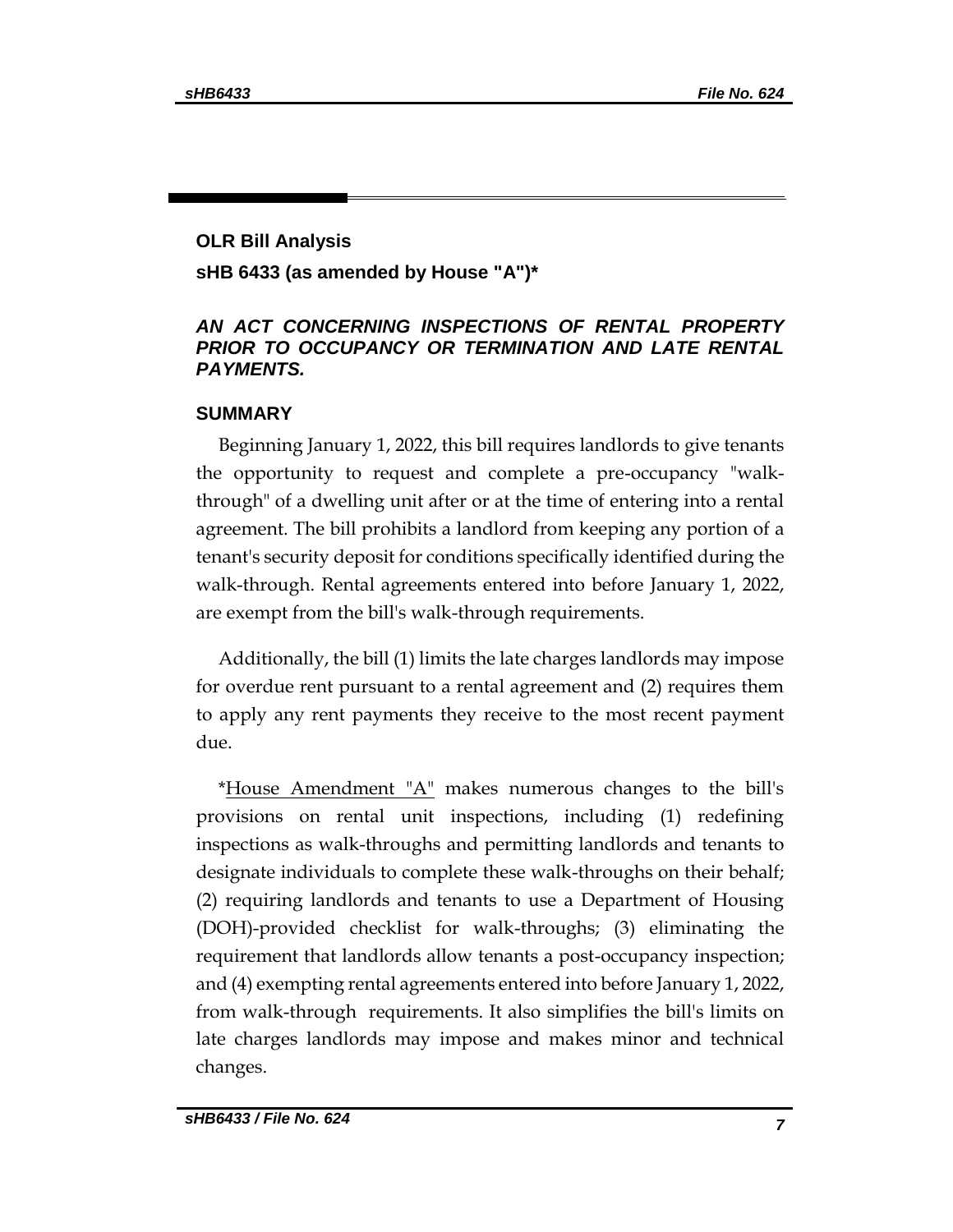## OLR Bill Analysis

**sHB 6433 (as amended by House "A")***

***AN ACT CONCERNING INSPECTIONS OF RENTAL PROPERTY PRIOR TO OCCUPANCY OR TERMINATION AND LATE RENTAL PAYMENTS.***

### SUMMARY

Beginning January 1, 2022, this bill requires landlords to give tenants the opportunity to request and complete a pre-occupancy "walk-through" of a dwelling unit after or at the time of entering into a rental agreement. The bill prohibits a landlord from keeping any portion of a tenant's security deposit for conditions specifically identified during the walk-through. Rental agreements entered into before January 1, 2022, are exempt from the bill's walk-through requirements.

Additionally, the bill (1) limits the late charges landlords may impose for overdue rent pursuant to a rental agreement and (2) requires them to apply any rent payments they receive to the most recent payment due.

*House Amendment "A" makes numerous changes to the bill's provisions on rental unit inspections, including (1) redefining inspections as walk-throughs and permitting landlords and tenants to designate individuals to complete these walk-throughs on their behalf; (2) requiring landlords and tenants to use a Department of Housing (DOH)-provided checklist for walk-throughs; (3) eliminating the requirement that landlords allow tenants a post-occupancy inspection; and (4) exempting rental agreements entered into before January 1, 2022, from walk-through requirements. It also simplifies the bill's limits on late charges landlords may impose and makes minor and technical changes.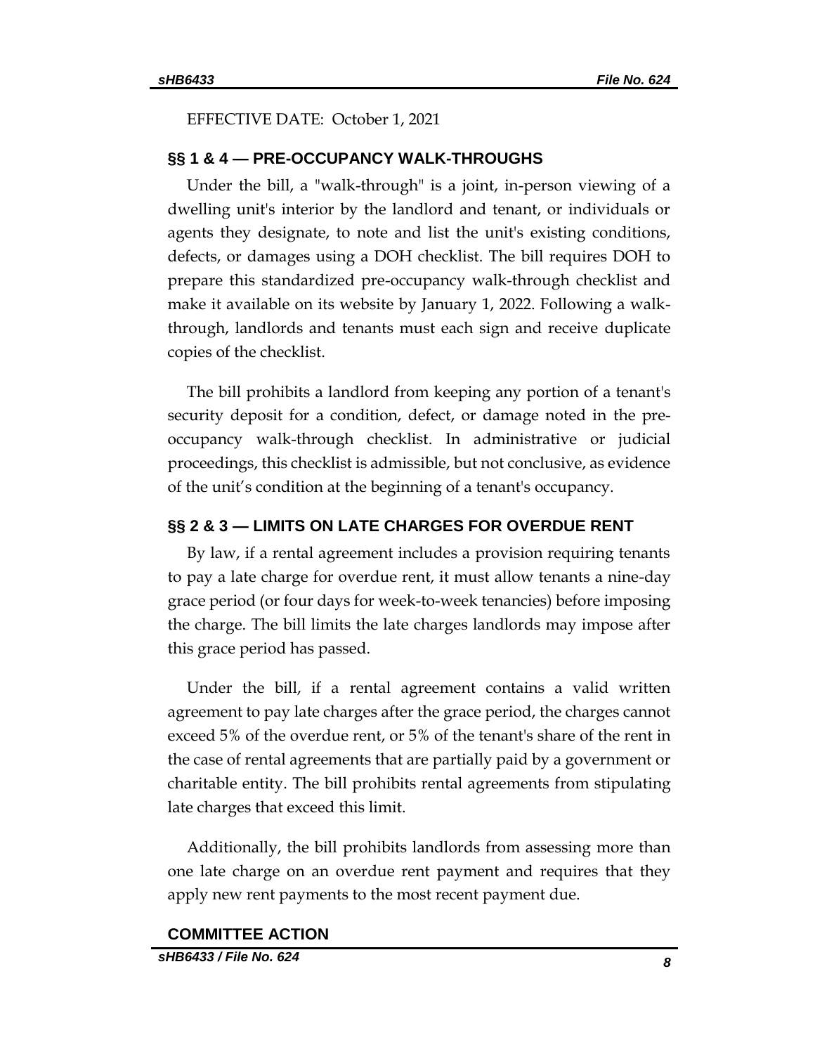EFFECTIVE DATE: October 1, 2021

## §§ 1 & 4 — PRE-OCCUPANCY WALK-THROUGHS

Under the bill, a "walk-through" is a joint, in-person viewing of a dwelling unit's interior by the landlord and tenant, or individuals or agents they designate, to note and list the unit's existing conditions, defects, or damages using a DOH checklist. The bill requires DOH to prepare this standardized pre-occupancy walk-through checklist and make it available on its website by January 1, 2022. Following a walk-through, landlords and tenants must each sign and receive duplicate copies of the checklist.

The bill prohibits a landlord from keeping any portion of a tenant's security deposit for a condition, defect, or damage noted in the pre-occupancy walk-through checklist. In administrative or judicial proceedings, this checklist is admissible, but not conclusive, as evidence of the unit's condition at the beginning of a tenant's occupancy.

## §§ 2 & 3 — LIMITS ON LATE CHARGES FOR OVERDUE RENT

By law, if a rental agreement includes a provision requiring tenants to pay a late charge for overdue rent, it must allow tenants a nine-day grace period (or four days for week-to-week tenancies) before imposing the charge. The bill limits the late charges landlords may impose after this grace period has passed.

Under the bill, if a rental agreement contains a valid written agreement to pay late charges after the grace period, the charges cannot exceed 5% of the overdue rent, or 5% of the tenant's share of the rent in the case of rental agreements that are partially paid by a government or charitable entity. The bill prohibits rental agreements from stipulating late charges that exceed this limit.

Additionally, the bill prohibits landlords from assessing more than one late charge on an overdue rent payment and requires that they apply new rent payments to the most recent payment due.

## COMMITTEE ACTION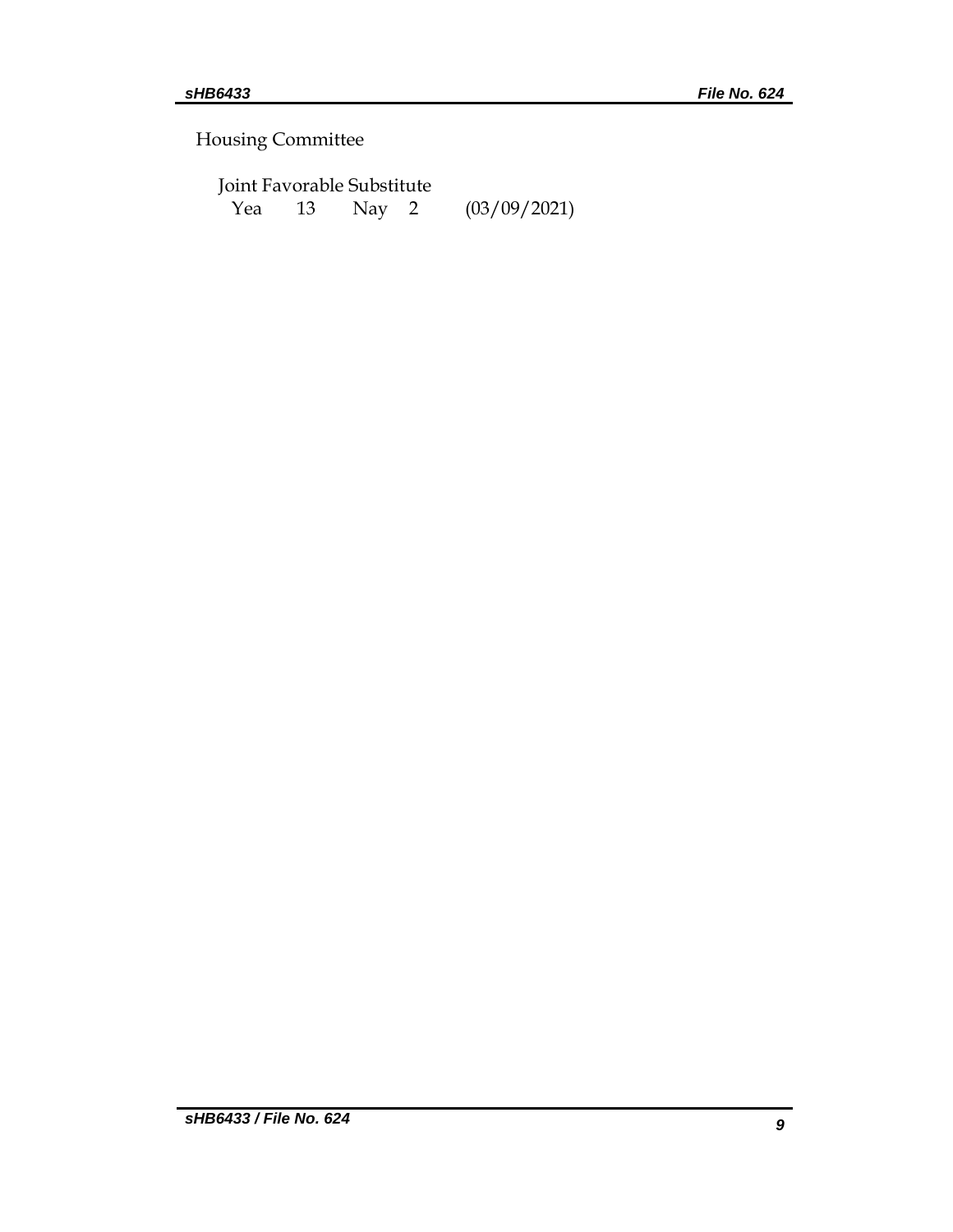Housing Committee

Joint Favorable Substitute

| | | | | |
|---|---|---|---|---|
| Yea | 13 | Nay | 2 | (03/09/2021) |